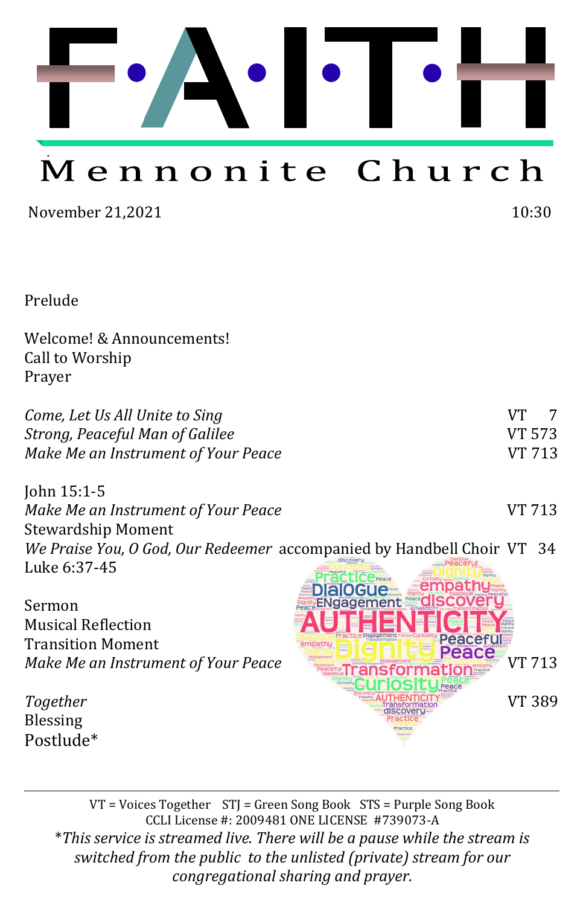# F·A·I·T·H

## Mennonite Church

November 21,2021 10:30

Prelude

Welcome! & Announcements!
Call to Worship
Prayer

*Come, Let Us All Unite to Sing* VT 7
*Strong, Peaceful Man of Galilee* VT 573
*Make Me an Instrument of Your Peace* VT 713

John 15:1-5
*Make Me an Instrument of Your Peace* VT 713
Stewardship Moment
*We Praise You, O God, Our Redeemer* accompanied by Handbell Choir VT 34
Luke 6:37-45

Sermon
Musical Reflection
Transition Moment
*Make Me an Instrument of Your Peace* VT 713

*Together* VT 389
Blessing
Postlude*

---

VT = Voices Together STJ = Green Song Book STS = Purple Song Book
CCLI License #: 2009481 ONE LICENSE #739073-A

*\*This service is streamed live. There will be a pause while the stream is switched from the public to the unlisted (private) stream for our congregational sharing and prayer.*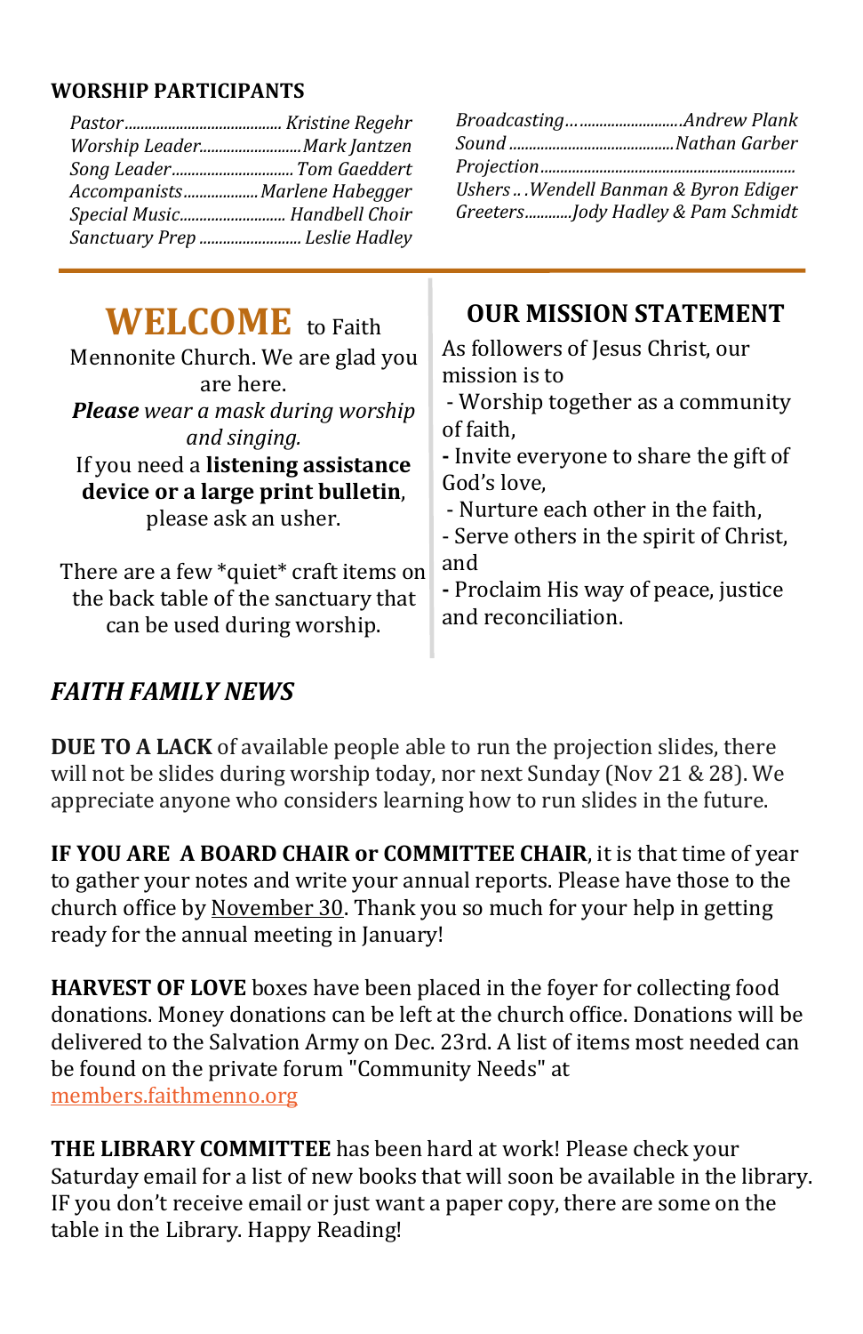## WORSHIP PARTICIPANTS

*Pastor* ........................ *Kristine Regehr*
*Worship Leader* ........................ *Mark Jantzen*
*Song Leader* ........................ *Tom Gaeddert*
*Accompanists* ........................ *Marlene Habegger*
*Special Music* ........................ *Handbell Choir*
*Sanctuary Prep* ........................ *Leslie Hadley*

*Broadcasting* ........................ *Andrew Plank*
*Sound* ........................ *Nathan Garber*
*Projection* ........................
*Ushers* .. .*Wendell Banman & Byron Ediger*
*Greeters* ............*Jody Hadley & Pam Schmidt*

---

## WELCOME to Faith Mennonite Church. We are glad you are here.

***Please** wear a mask during worship and singing.*

If you need a **listening assistance device or a large print bulletin**, please ask an usher.

There are a few *quiet* craft items on the back table of the sanctuary that can be used during worship.

## OUR MISSION STATEMENT

As followers of Jesus Christ, our mission is to

- Worship together as a community of faith,
- Invite everyone to share the gift of God's love,
- Nurture each other in the faith,
- Serve others in the spirit of Christ, and
- Proclaim His way of peace, justice and reconciliation.

## *FAITH FAMILY NEWS*

**DUE TO A LACK** of available people able to run the projection slides, there will not be slides during worship today, nor next Sunday (Nov 21 & 28). We appreciate anyone who considers learning how to run slides in the future.

**IF YOU ARE A BOARD CHAIR or COMMITTEE CHAIR**, it is that time of year to gather your notes and write your annual reports. Please have those to the church office by November 30. Thank you so much for your help in getting ready for the annual meeting in January!

**HARVEST OF LOVE** boxes have been placed in the foyer for collecting food donations. Money donations can be left at the church office. Donations will be delivered to the Salvation Army on Dec. 23rd. A list of items most needed can be found on the private forum "Community Needs" at members.faithmenno.org

**THE LIBRARY COMMITTEE** has been hard at work! Please check your Saturday email for a list of new books that will soon be available in the library. IF you don't receive email or just want a paper copy, there are some on the table in the Library. Happy Reading!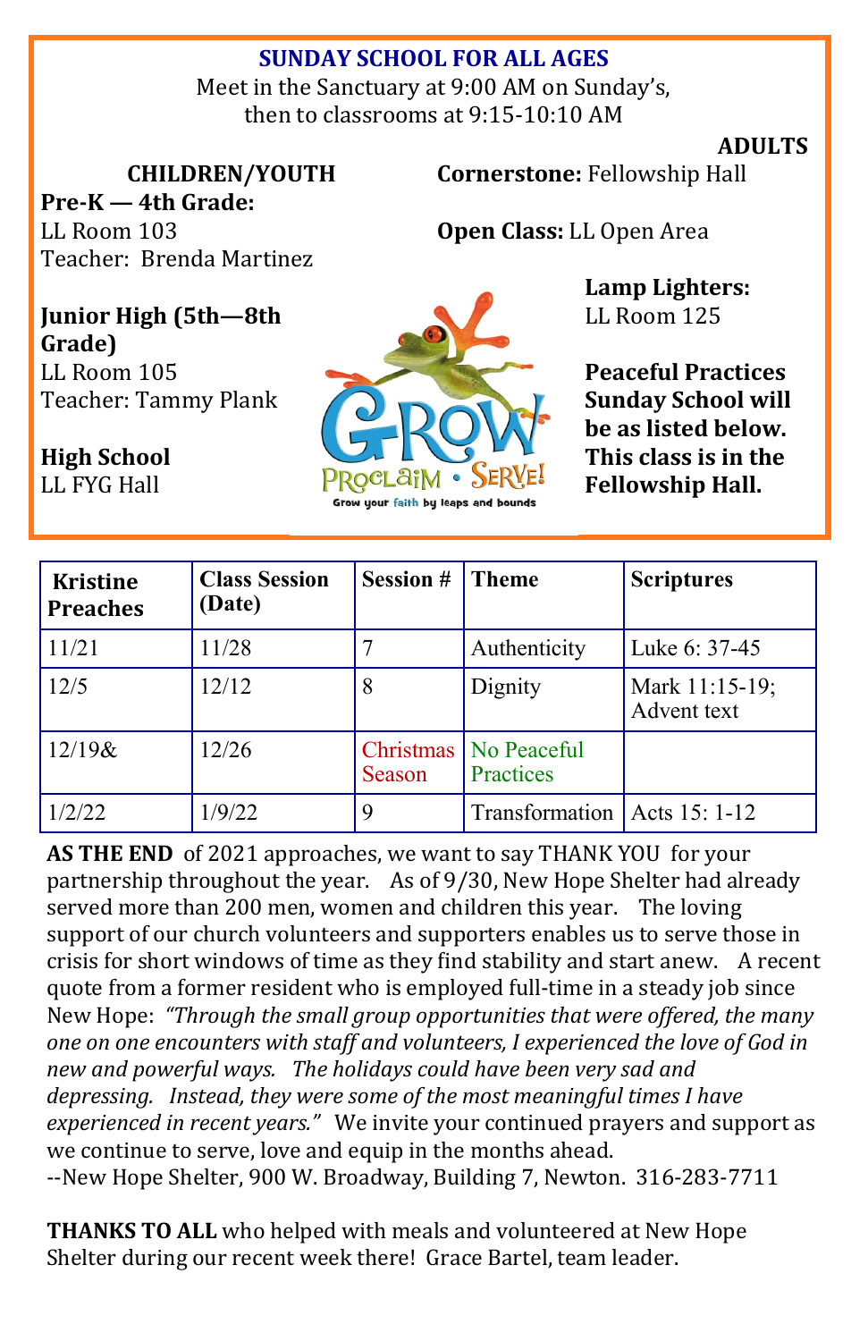## SUNDAY SCHOOL FOR ALL AGES

Meet in the Sanctuary at 9:00 AM on Sunday's, then to classrooms at 9:15-10:10 AM

### CHILDREN/YOUTH

**Pre-K — 4th Grade:**
LL Room 103
Teacher: Brenda Martinez

**Junior High (5th—8th Grade)**
LL Room 105
Teacher: Tammy Plank

**High School**
LL FYG Hall

### ADULTS

**Cornerstone:** Fellowship Hall

**Open Class:** LL Open Area

**Lamp Lighters:**
LL Room 125

**Peaceful Practices Sunday School will be as listed below. This class is in the Fellowship Hall.**

GROW PROCLAIM • SERVE!
Grow your faith by leaps and bounds

| Kristine Preaches | Class Session (Date) | Session # | Theme | Scriptures |
|---|---|---|---|---|
| 11/21 | 11/28 | 7 | Authenticity | Luke 6: 37-45 |
| 12/5 | 12/12 | 8 | Dignity | Mark 11:15-19; Advent text |
| 12/19& | 12/26 | Christmas Season | No Peaceful Practices | |
| 1/2/22 | 1/9/22 | 9 | Transformation | Acts 15: 1-12 |

**AS THE END** of 2021 approaches, we want to say THANK YOU for your partnership throughout the year. As of 9/30, New Hope Shelter had already served more than 200 men, women and children this year. The loving support of our church volunteers and supporters enables us to serve those in crisis for short windows of time as they find stability and start anew. A recent quote from a former resident who is employed full-time in a steady job since New Hope: *"Through the small group opportunities that were offered, the many one on one encounters with staff and volunteers, I experienced the love of God in new and powerful ways. The holidays could have been very sad and depressing. Instead, they were some of the most meaningful times I have experienced in recent years."* We invite your continued prayers and support as we continue to serve, love and equip in the months ahead.
--New Hope Shelter, 900 W. Broadway, Building 7, Newton. 316-283-7711

**THANKS TO ALL** who helped with meals and volunteered at New Hope Shelter during our recent week there! Grace Bartel, team leader.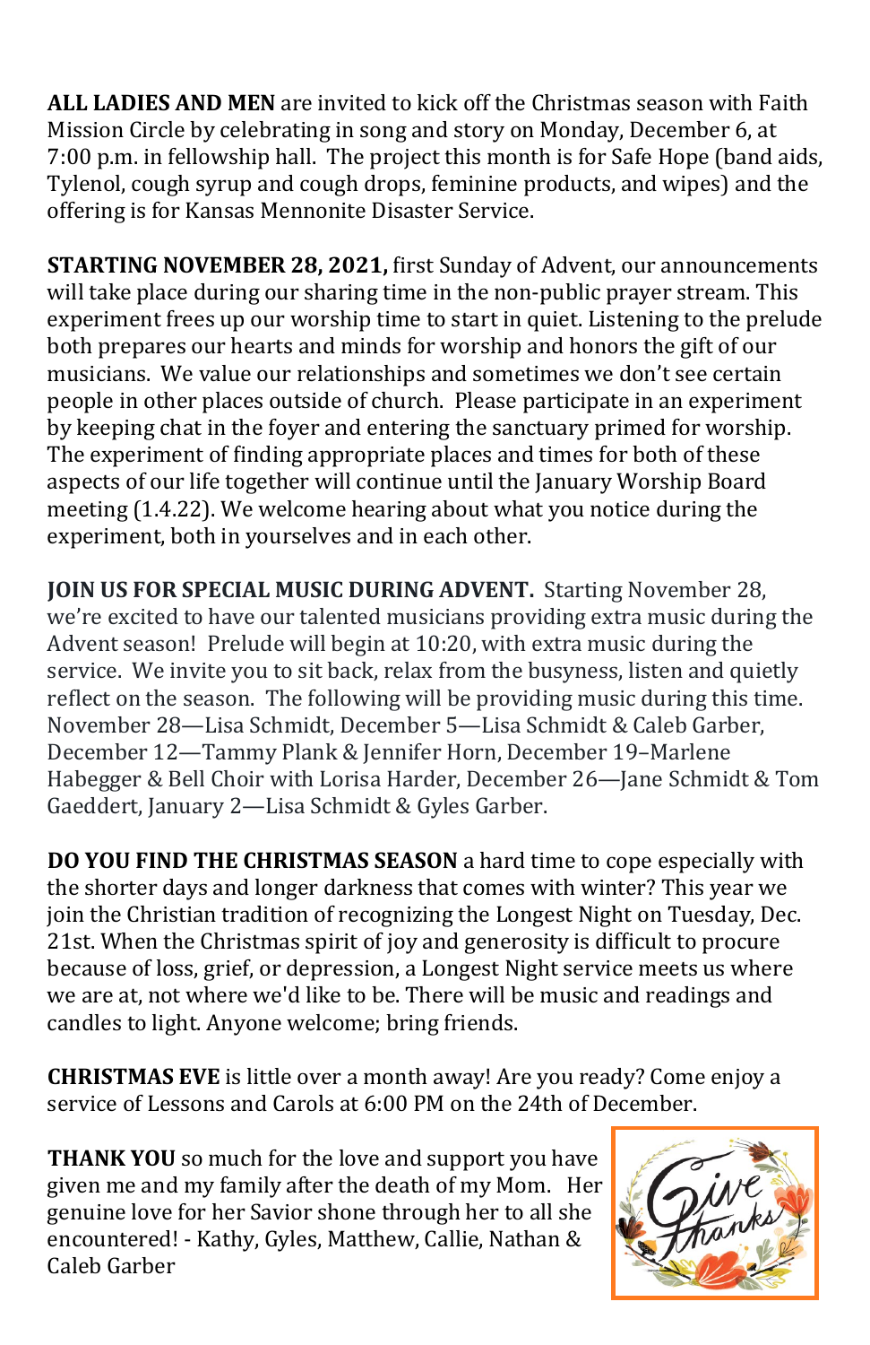**ALL LADIES AND MEN** are invited to kick off the Christmas season with Faith Mission Circle by celebrating in song and story on Monday, December 6, at 7:00 p.m. in fellowship hall. The project this month is for Safe Hope (band aids, Tylenol, cough syrup and cough drops, feminine products, and wipes) and the offering is for Kansas Mennonite Disaster Service.

**STARTING NOVEMBER 28, 2021,** first Sunday of Advent, our announcements will take place during our sharing time in the non-public prayer stream. This experiment frees up our worship time to start in quiet. Listening to the prelude both prepares our hearts and minds for worship and honors the gift of our musicians. We value our relationships and sometimes we don't see certain people in other places outside of church. Please participate in an experiment by keeping chat in the foyer and entering the sanctuary primed for worship. The experiment of finding appropriate places and times for both of these aspects of our life together will continue until the January Worship Board meeting (1.4.22). We welcome hearing about what you notice during the experiment, both in yourselves and in each other.

**JOIN US FOR SPECIAL MUSIC DURING ADVENT.** Starting November 28, we're excited to have our talented musicians providing extra music during the Advent season! Prelude will begin at 10:20, with extra music during the service. We invite you to sit back, relax from the busyness, listen and quietly reflect on the season. The following will be providing music during this time. November 28—Lisa Schmidt, December 5—Lisa Schmidt & Caleb Garber, December 12—Tammy Plank & Jennifer Horn, December 19–Marlene Habegger & Bell Choir with Lorisa Harder, December 26—Jane Schmidt & Tom Gaeddert, January 2—Lisa Schmidt & Gyles Garber.

**DO YOU FIND THE CHRISTMAS SEASON** a hard time to cope especially with the shorter days and longer darkness that comes with winter? This year we join the Christian tradition of recognizing the Longest Night on Tuesday, Dec. 21st. When the Christmas spirit of joy and generosity is difficult to procure because of loss, grief, or depression, a Longest Night service meets us where we are at, not where we'd like to be. There will be music and readings and candles to light. Anyone welcome; bring friends.

**CHRISTMAS EVE** is little over a month away! Are you ready? Come enjoy a service of Lessons and Carols at 6:00 PM on the 24th of December.

**THANK YOU** so much for the love and support you have given me and my family after the death of my Mom. Her genuine love for her Savior shone through her to all she encountered! - Kathy, Gyles, Matthew, Callie, Nathan & Caleb Garber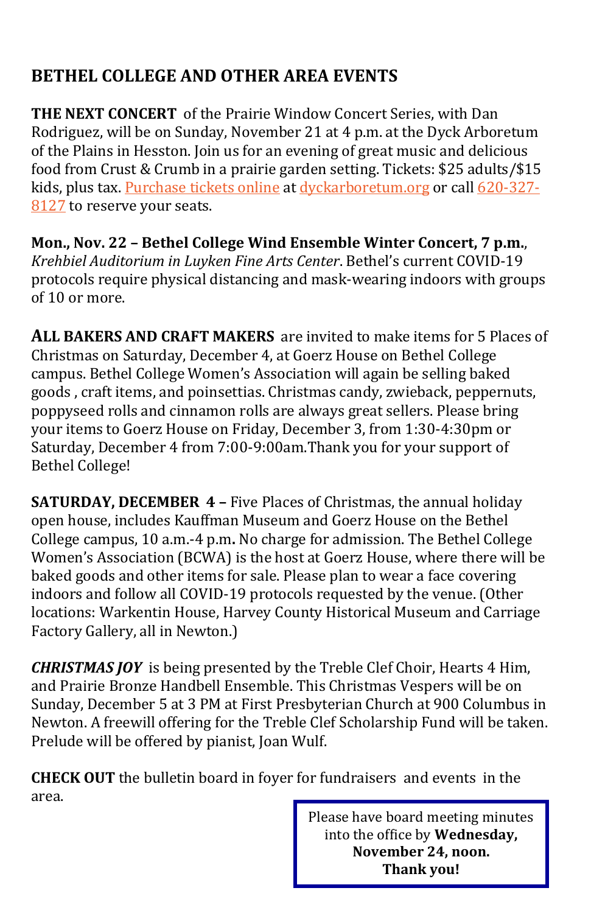## BETHEL COLLEGE AND OTHER AREA EVENTS

**THE NEXT CONCERT** of the Prairie Window Concert Series, with Dan Rodriguez, will be on Sunday, November 21 at 4 p.m. at the Dyck Arboretum of the Plains in Hesston. Join us for an evening of great music and delicious food from Crust & Crumb in a prairie garden setting. Tickets: $25 adults/$15 kids, plus tax. Purchase tickets online at dyckarboretum.org or call 620-327-8127 to reserve your seats.

**Mon., Nov. 22 – Bethel College Wind Ensemble Winter Concert, 7 p.m.**, *Krehbiel Auditorium in Luyken Fine Arts Center*. Bethel's current COVID-19 protocols require physical distancing and mask-wearing indoors with groups of 10 or more.

**ALL BAKERS AND CRAFT MAKERS** are invited to make items for 5 Places of Christmas on Saturday, December 4, at Goerz House on Bethel College campus. Bethel College Women's Association will again be selling baked goods , craft items, and poinsettias. Christmas candy, zwieback, peppernuts, poppyseed rolls and cinnamon rolls are always great sellers. Please bring your items to Goerz House on Friday, December 3, from 1:30-4:30pm or Saturday, December 4 from 7:00-9:00am.Thank you for your support of Bethel College!

**SATURDAY, DECEMBER 4 –** Five Places of Christmas, the annual holiday open house, includes Kauffman Museum and Goerz House on the Bethel College campus, 10 a.m.-4 p.m**.** No charge for admission. The Bethel College Women's Association (BCWA) is the host at Goerz House, where there will be baked goods and other items for sale. Please plan to wear a face covering indoors and follow all COVID-19 protocols requested by the venue. (Other locations: Warkentin House, Harvey County Historical Museum and Carriage Factory Gallery, all in Newton.)

***CHRISTMAS JOY*** is being presented by the Treble Clef Choir, Hearts 4 Him, and Prairie Bronze Handbell Ensemble. This Christmas Vespers will be on Sunday, December 5 at 3 PM at First Presbyterian Church at 900 Columbus in Newton. A freewill offering for the Treble Clef Scholarship Fund will be taken. Prelude will be offered by pianist, Joan Wulf.

**CHECK OUT** the bulletin board in foyer for fundraisers and events in the area.

Please have board meeting minutes into the office by **Wednesday, November 24, noon. Thank you!**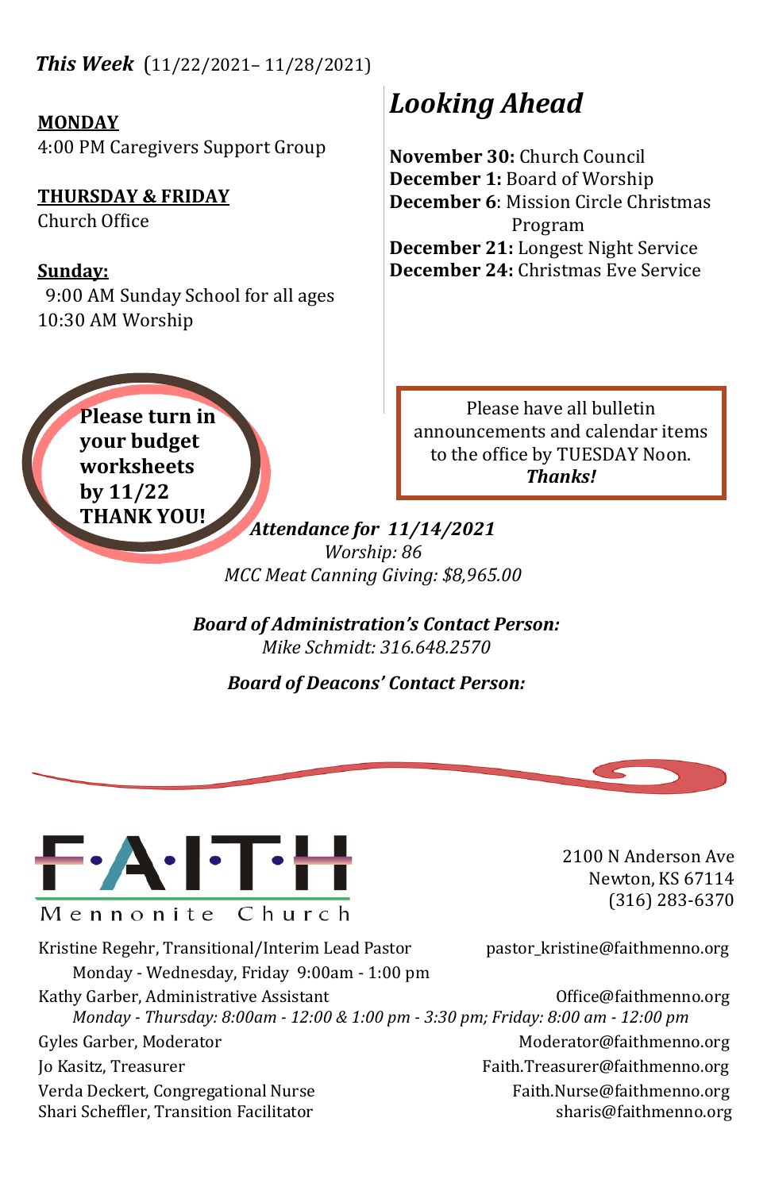***This Week*** (11/22/2021– 11/28/2021)

**MONDAY**
4:00 PM Caregivers Support Group

**THURSDAY & FRIDAY**
Church Office

**Sunday:**
9:00 AM Sunday School for all ages
10:30 AM Worship

## *Looking Ahead*

**November 30:** Church Council
**December 1:** Board of Worship
**December 6**: Mission Circle Christmas Program
**December 21:** Longest Night Service
**December 24:** Christmas Eve Service

**Please turn in your budget worksheets by 11/22 THANK YOU!**

Please have all bulletin announcements and calendar items to the office by TUESDAY Noon. ***Thanks!***

***Attendance for 11/14/2021***
*Worship: 86*
*MCC Meat Canning Giving: $8,965.00*

***Board of Administration's Contact Person:***
*Mike Schmidt: 316.648.2570*

***Board of Deacons' Contact Person:***

F·A·I·T·H
Mennonite Church

2100 N Anderson Ave
Newton, KS 67114
(316) 283-6370

Kristine Regehr, Transitional/Interim Lead Pastor — pastor_kristine@faithmenno.org
Monday - Wednesday, Friday 9:00am - 1:00 pm

Kathy Garber, Administrative Assistant — Office@faithmenno.org
*Monday - Thursday: 8:00am - 12:00 & 1:00 pm - 3:30 pm; Friday: 8:00 am - 12:00 pm*

Gyles Garber, Moderator — Moderator@faithmenno.org

Jo Kasitz, Treasurer — Faith.Treasurer@faithmenno.org

Verda Deckert, Congregational Nurse — Faith.Nurse@faithmenno.org

Shari Scheffler, Transition Facilitator — sharis@faithmenno.org